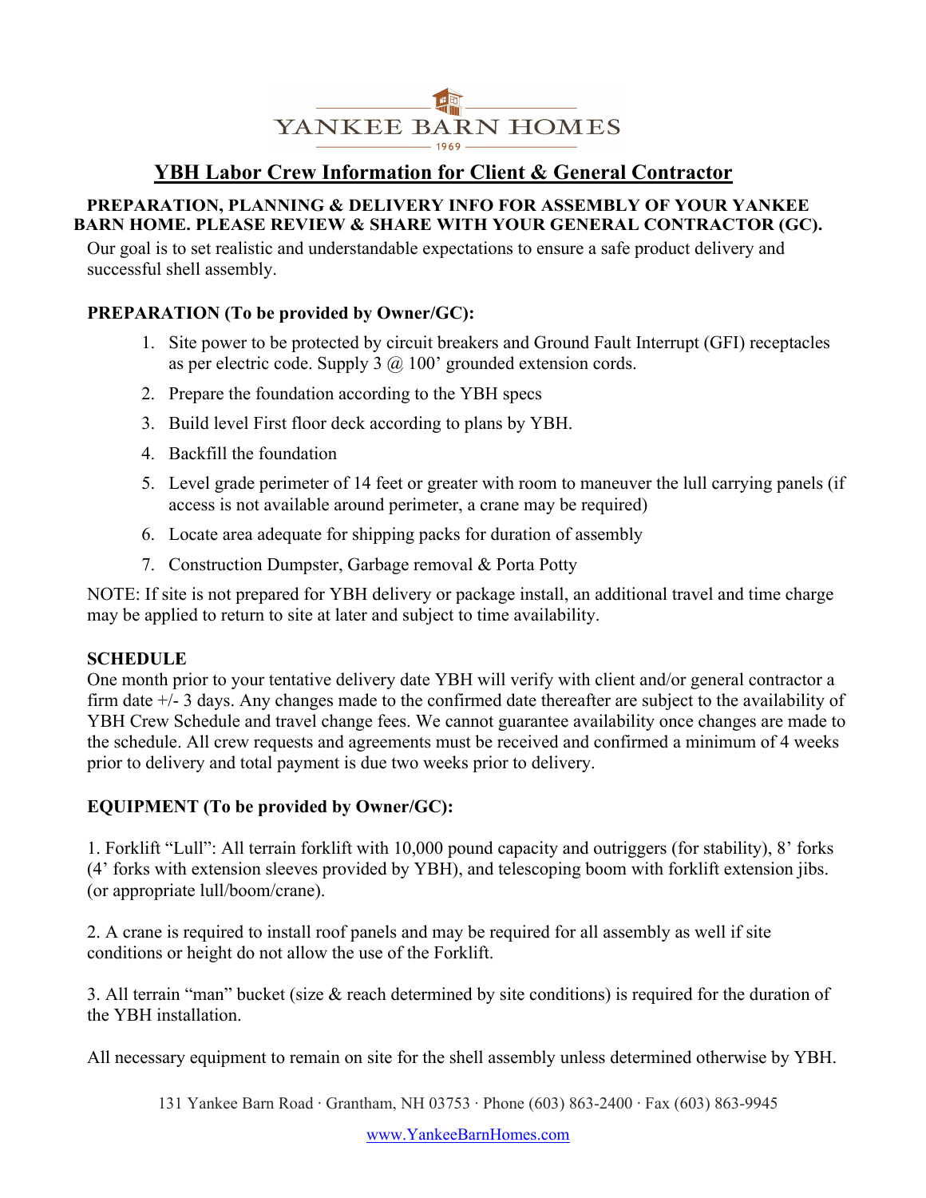# YANKEE BARN HOMES

1969

## YBH Labor Crew Information for Client & General Contractor

**PREPARATION, PLANNING & DELIVERY INFO FOR ASSEMBLY OF YOUR YANKEE BARN HOME. PLEASE REVIEW & SHARE WITH YOUR GENERAL CONTRACTOR (GC).**

Our goal is to set realistic and understandable expectations to ensure a safe product delivery and successful shell assembly.

### PREPARATION (To be provided by Owner/GC):

1. Site power to be protected by circuit breakers and Ground Fault Interrupt (GFI) receptacles as per electric code. Supply 3 @ 100' grounded extension cords.
2. Prepare the foundation according to the YBH specs
3. Build level First floor deck according to plans by YBH.
4. Backfill the foundation
5. Level grade perimeter of 14 feet or greater with room to maneuver the lull carrying panels (if access is not available around perimeter, a crane may be required)
6. Locate area adequate for shipping packs for duration of assembly
7. Construction Dumpster, Garbage removal & Porta Potty

NOTE: If site is not prepared for YBH delivery or package install, an additional travel and time charge may be applied to return to site at later and subject to time availability.

### SCHEDULE

One month prior to your tentative delivery date YBH will verify with client and/or general contractor a firm date +/- 3 days. Any changes made to the confirmed date thereafter are subject to the availability of YBH Crew Schedule and travel change fees. We cannot guarantee availability once changes are made to the schedule. All crew requests and agreements must be received and confirmed a minimum of 4 weeks prior to delivery and total payment is due two weeks prior to delivery.

### EQUIPMENT (To be provided by Owner/GC):

1. Forklift "Lull": All terrain forklift with 10,000 pound capacity and outriggers (for stability), 8' forks (4' forks with extension sleeves provided by YBH), and telescoping boom with forklift extension jibs. (or appropriate lull/boom/crane).

2. A crane is required to install roof panels and may be required for all assembly as well if site conditions or height do not allow the use of the Forklift.

3. All terrain "man" bucket (size & reach determined by site conditions) is required for the duration of the YBH installation.

All necessary equipment to remain on site for the shell assembly unless determined otherwise by YBH.

131 Yankee Barn Road · Grantham, NH 03753 · Phone (603) 863-2400 · Fax (603) 863-9945

www.YankeeBarnHomes.com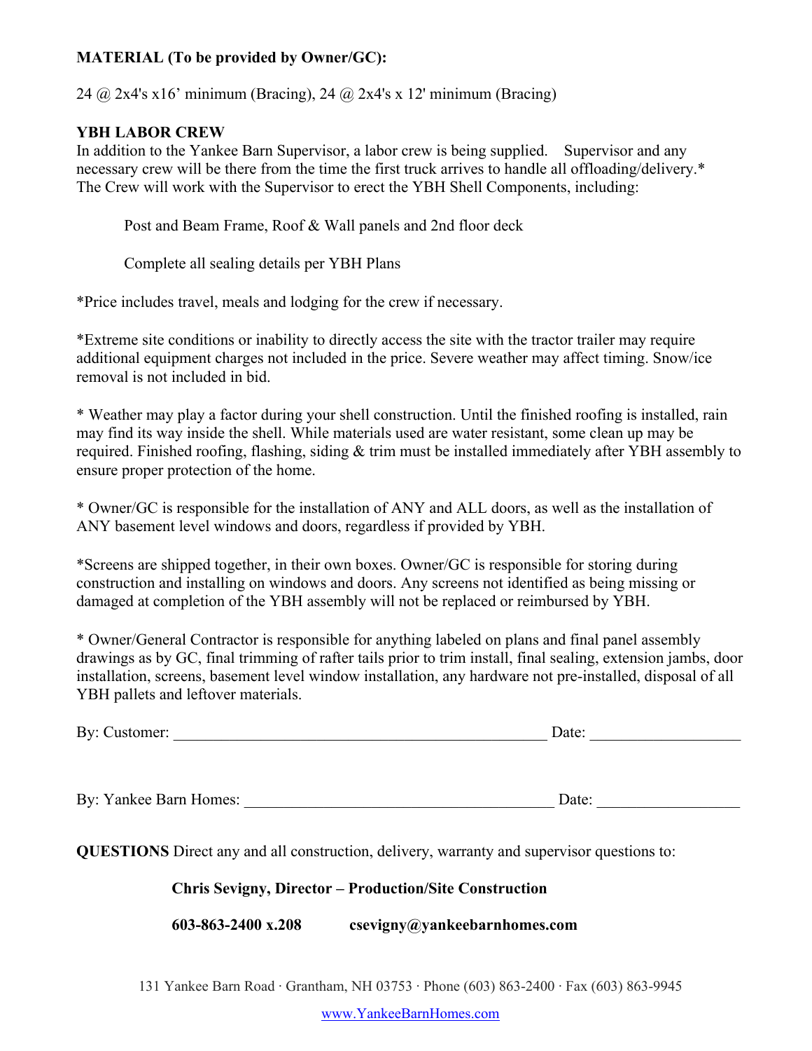**MATERIAL (To be provided by Owner/GC):**

24 @ 2x4's x16' minimum (Bracing), 24 @ 2x4's x 12' minimum (Bracing)

**YBH LABOR CREW**

In addition to the Yankee Barn Supervisor, a labor crew is being supplied. Supervisor and any necessary crew will be there from the time the first truck arrives to handle all offloading/delivery.* The Crew will work with the Supervisor to erect the YBH Shell Components, including:

Post and Beam Frame, Roof & Wall panels and 2nd floor deck

Complete all sealing details per YBH Plans

*Price includes travel, meals and lodging for the crew if necessary.

*Extreme site conditions or inability to directly access the site with the tractor trailer may require additional equipment charges not included in the price. Severe weather may affect timing. Snow/ice removal is not included in bid.

* Weather may play a factor during your shell construction. Until the finished roofing is installed, rain may find its way inside the shell. While materials used are water resistant, some clean up may be required. Finished roofing, flashing, siding & trim must be installed immediately after YBH assembly to ensure proper protection of the home.

* Owner/GC is responsible for the installation of ANY and ALL doors, as well as the installation of ANY basement level windows and doors, regardless if provided by YBH.

*Screens are shipped together, in their own boxes. Owner/GC is responsible for storing during construction and installing on windows and doors. Any screens not identified as being missing or damaged at completion of the YBH assembly will not be replaced or reimbursed by YBH.

* Owner/General Contractor is responsible for anything labeled on plans and final panel assembly drawings as by GC, final trimming of rafter tails prior to trim install, final sealing, extension jambs, door installation, screens, basement level window installation, any hardware not pre-installed, disposal of all YBH pallets and leftover materials.

By: Customer: _________________________________________________ Date: ___________________

By: Yankee Barn Homes: ________________________________________ Date: __________________

**QUESTIONS** Direct any and all construction, delivery, warranty and supervisor questions to:

**Chris Sevigny, Director – Production/Site Construction**

**603-863-2400 x.208 csevigny@yankeebarnhomes.com**

131 Yankee Barn Road · Grantham, NH 03753 · Phone (603) 863-2400 · Fax (603) 863-9945

www.YankeeBarnHomes.com